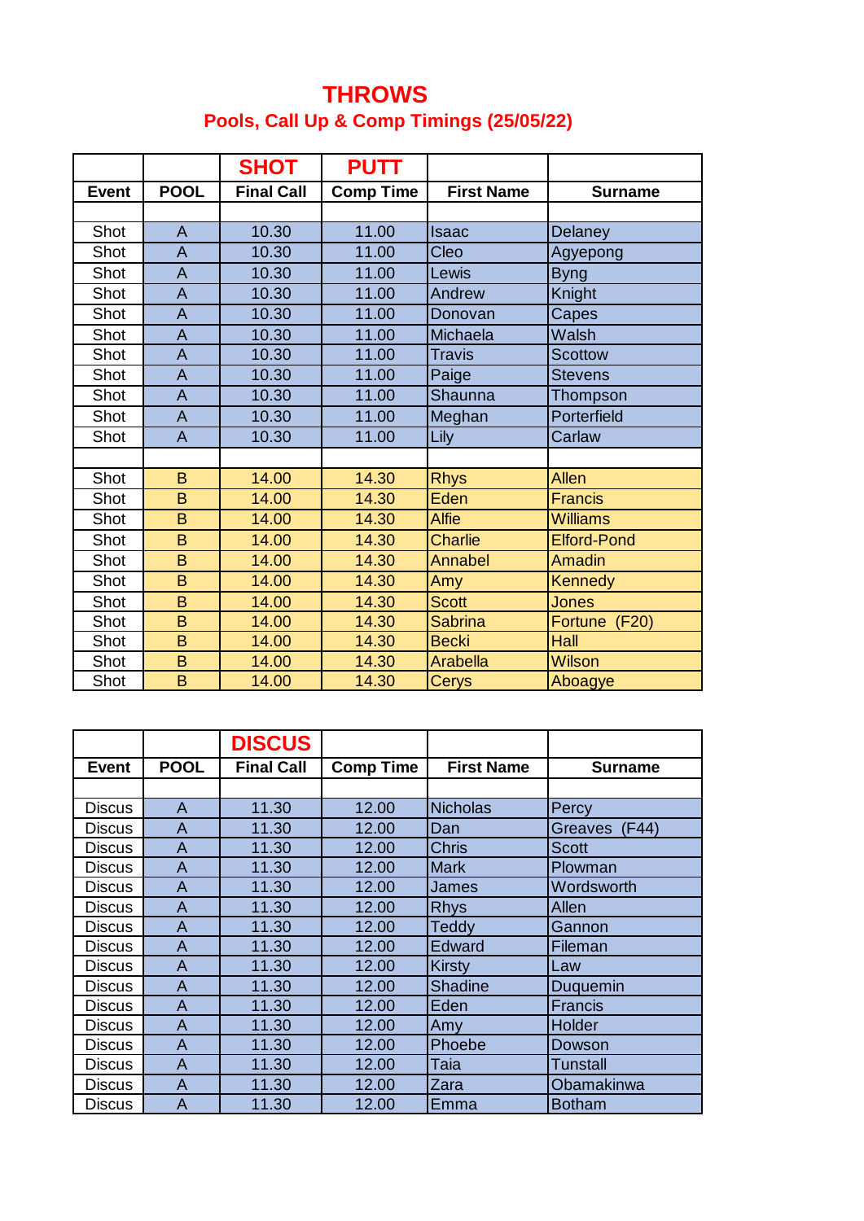# THROWS

## Pools, Call Up & Comp Timings (25/05/22)

| | | SHOT | PUTT | | |
|---|---|---|---|---|---|
| **Event** | **POOL** | **Final Call** | **Comp Time** | **First Name** | **Surname** |
| | | | | | |
| Shot | A | 10.30 | 11.00 | Isaac | Delaney |
| Shot | A | 10.30 | 11.00 | Cleo | Agyepong |
| Shot | A | 10.30 | 11.00 | Lewis | Byng |
| Shot | A | 10.30 | 11.00 | Andrew | Knight |
| Shot | A | 10.30 | 11.00 | Donovan | Capes |
| Shot | A | 10.30 | 11.00 | Michaela | Walsh |
| Shot | A | 10.30 | 11.00 | Travis | Scottow |
| Shot | A | 10.30 | 11.00 | Paige | Stevens |
| Shot | A | 10.30 | 11.00 | Shaunna | Thompson |
| Shot | A | 10.30 | 11.00 | Meghan | Porterfield |
| Shot | A | 10.30 | 11.00 | Lily | Carlaw |
| | | | | | |
| Shot | B | 14.00 | 14.30 | Rhys | Allen |
| Shot | B | 14.00 | 14.30 | Eden | Francis |
| Shot | B | 14.00 | 14.30 | Alfie | Williams |
| Shot | B | 14.00 | 14.30 | Charlie | Elford-Pond |
| Shot | B | 14.00 | 14.30 | Annabel | Amadin |
| Shot | B | 14.00 | 14.30 | Amy | Kennedy |
| Shot | B | 14.00 | 14.30 | Scott | Jones |
| Shot | B | 14.00 | 14.30 | Sabrina | Fortune (F20) |
| Shot | B | 14.00 | 14.30 | Becki | Hall |
| Shot | B | 14.00 | 14.30 | Arabella | Wilson |
| Shot | B | 14.00 | 14.30 | Cerys | Aboagye |

| | | DISCUS | | | |
|---|---|---|---|---|---|
| **Event** | **POOL** | **Final Call** | **Comp Time** | **First Name** | **Surname** |
| | | | | | |
| Discus | A | 11.30 | 12.00 | Nicholas | Percy |
| Discus | A | 11.30 | 12.00 | Dan | Greaves (F44) |
| Discus | A | 11.30 | 12.00 | Chris | Scott |
| Discus | A | 11.30 | 12.00 | Mark | Plowman |
| Discus | A | 11.30 | 12.00 | James | Wordsworth |
| Discus | A | 11.30 | 12.00 | Rhys | Allen |
| Discus | A | 11.30 | 12.00 | Teddy | Gannon |
| Discus | A | 11.30 | 12.00 | Edward | Fileman |
| Discus | A | 11.30 | 12.00 | Kirsty | Law |
| Discus | A | 11.30 | 12.00 | Shadine | Duquemin |
| Discus | A | 11.30 | 12.00 | Eden | Francis |
| Discus | A | 11.30 | 12.00 | Amy | Holder |
| Discus | A | 11.30 | 12.00 | Phoebe | Dowson |
| Discus | A | 11.30 | 12.00 | Taia | Tunstall |
| Discus | A | 11.30 | 12.00 | Zara | Obamakinwa |
| Discus | A | 11.30 | 12.00 | Emma | Botham |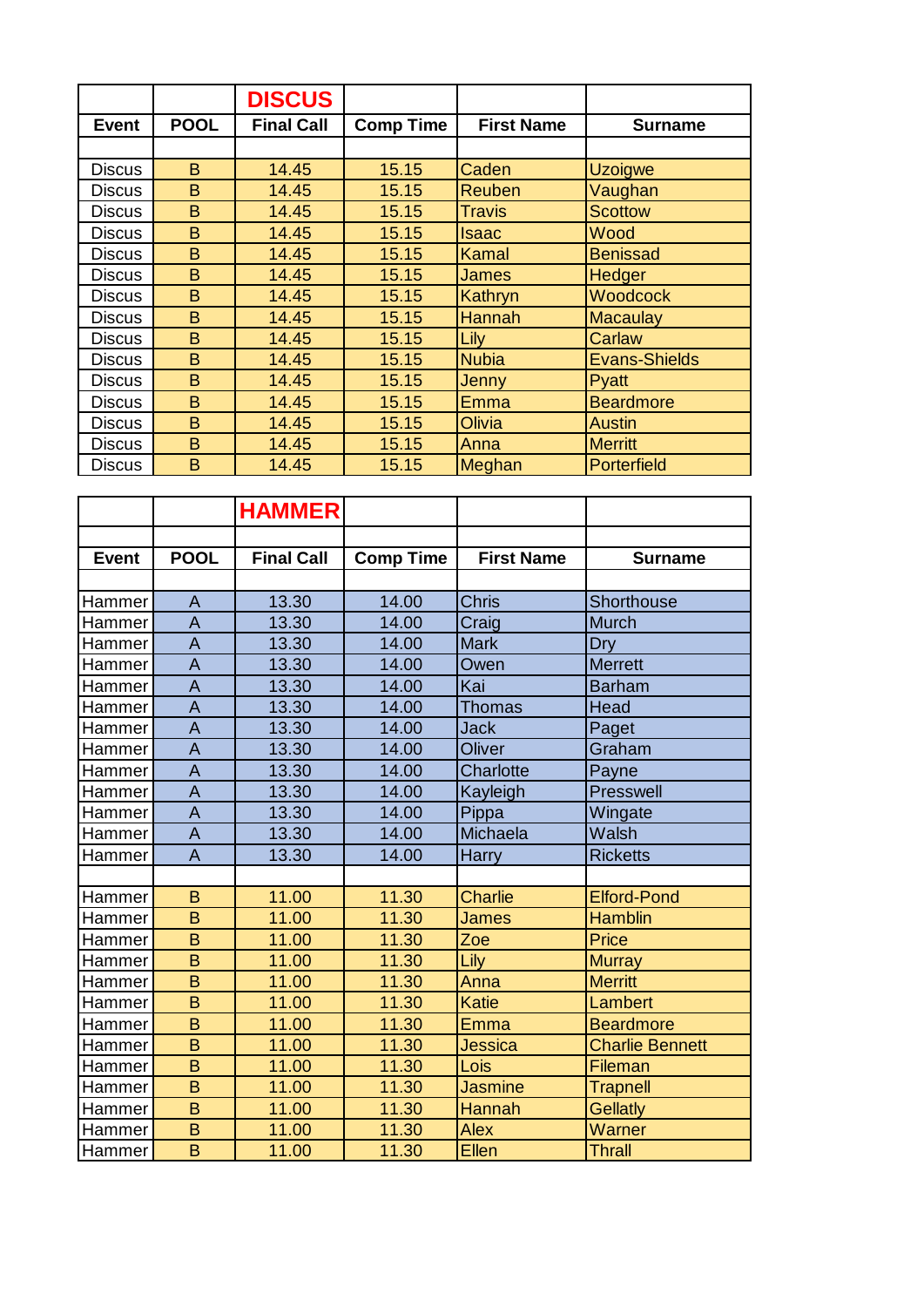| | | DISCUS | | | |
|---|---|---|---|---|---|
| **Event** | **POOL** | **Final Call** | **Comp Time** | **First Name** | **Surname** |
| | | | | | |
| Discus | B | 14.45 | 15.15 | Caden | Uzoigwe |
| Discus | B | 14.45 | 15.15 | Reuben | Vaughan |
| Discus | B | 14.45 | 15.15 | Travis | Scottow |
| Discus | B | 14.45 | 15.15 | Isaac | Wood |
| Discus | B | 14.45 | 15.15 | Kamal | Benissad |
| Discus | B | 14.45 | 15.15 | James | Hedger |
| Discus | B | 14.45 | 15.15 | Kathryn | Woodcock |
| Discus | B | 14.45 | 15.15 | Hannah | Macaulay |
| Discus | B | 14.45 | 15.15 | Lily | Carlaw |
| Discus | B | 14.45 | 15.15 | Nubia | Evans-Shields |
| Discus | B | 14.45 | 15.15 | Jenny | Pyatt |
| Discus | B | 14.45 | 15.15 | Emma | Beardmore |
| Discus | B | 14.45 | 15.15 | Olivia | Austin |
| Discus | B | 14.45 | 15.15 | Anna | Merritt |
| Discus | B | 14.45 | 15.15 | Meghan | Porterfield |

| | | HAMMER | | | |
|---|---|---|---|---|---|
| | | | | | |
| **Event** | **POOL** | **Final Call** | **Comp Time** | **First Name** | **Surname** |
| | | | | | |
| Hammer | A | 13.30 | 14.00 | Chris | Shorthouse |
| Hammer | A | 13.30 | 14.00 | Craig | Murch |
| Hammer | A | 13.30 | 14.00 | Mark | Dry |
| Hammer | A | 13.30 | 14.00 | Owen | Merrett |
| Hammer | A | 13.30 | 14.00 | Kai | Barham |
| Hammer | A | 13.30 | 14.00 | Thomas | Head |
| Hammer | A | 13.30 | 14.00 | Jack | Paget |
| Hammer | A | 13.30 | 14.00 | Oliver | Graham |
| Hammer | A | 13.30 | 14.00 | Charlotte | Payne |
| Hammer | A | 13.30 | 14.00 | Kayleigh | Presswell |
| Hammer | A | 13.30 | 14.00 | Pippa | Wingate |
| Hammer | A | 13.30 | 14.00 | Michaela | Walsh |
| Hammer | A | 13.30 | 14.00 | Harry | Ricketts |
| | | | | | |
| Hammer | B | 11.00 | 11.30 | Charlie | Elford-Pond |
| Hammer | B | 11.00 | 11.30 | James | Hamblin |
| Hammer | B | 11.00 | 11.30 | Zoe | Price |
| Hammer | B | 11.00 | 11.30 | Lily | Murray |
| Hammer | B | 11.00 | 11.30 | Anna | Merritt |
| Hammer | B | 11.00 | 11.30 | Katie | Lambert |
| Hammer | B | 11.00 | 11.30 | Emma | Beardmore |
| Hammer | B | 11.00 | 11.30 | Jessica | Charlie Bennett |
| Hammer | B | 11.00 | 11.30 | Lois | Fileman |
| Hammer | B | 11.00 | 11.30 | Jasmine | Trapnell |
| Hammer | B | 11.00 | 11.30 | Hannah | Gellatly |
| Hammer | B | 11.00 | 11.30 | Alex | Warner |
| Hammer | B | 11.00 | 11.30 | Ellen | Thrall |